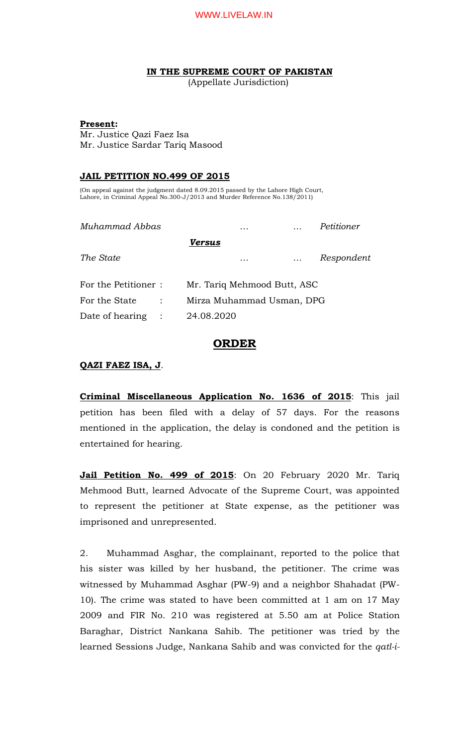**IN THE SUPREME COURT OF PAKISTAN**
(Appellate Jurisdiction)

**Present:**
Mr. Justice Qazi Faez Isa
Mr. Justice Sardar Tariq Masood

**JAIL PETITION NO.499 OF 2015**

(On appeal against the judgment dated 8.09.2015 passed by the Lahore High Court, Lahore, in Criminal Appeal No.300-J/2013 and Murder Reference No.138/2011)

*Muhammad Abbas* … … *Petitioner*

***Versus***

*The State* … … *Respondent*

For the Petitioner : Mr. Tariq Mehmood Butt, ASC
For the State : Mirza Muhammad Usman, DPG
Date of hearing : 24.08.2020

# ORDER

**QAZI FAEZ ISA, J**.

**Criminal Miscellaneous Application No. 1636 of 2015**: This jail petition has been filed with a delay of 57 days. For the reasons mentioned in the application, the delay is condoned and the petition is entertained for hearing.

**Jail Petition No. 499 of 2015**: On 20 February 2020 Mr. Tariq Mehmood Butt, learned Advocate of the Supreme Court, was appointed to represent the petitioner at State expense, as the petitioner was imprisoned and unrepresented.

2. Muhammad Asghar, the complainant, reported to the police that his sister was killed by her husband, the petitioner. The crime was witnessed by Muhammad Asghar (PW-9) and a neighbor Shahadat (PW-10). The crime was stated to have been committed at 1 am on 17 May 2009 and FIR No. 210 was registered at 5.50 am at Police Station Baraghar, District Nankana Sahib. The petitioner was tried by the learned Sessions Judge, Nankana Sahib and was convicted for the *qatl-i-*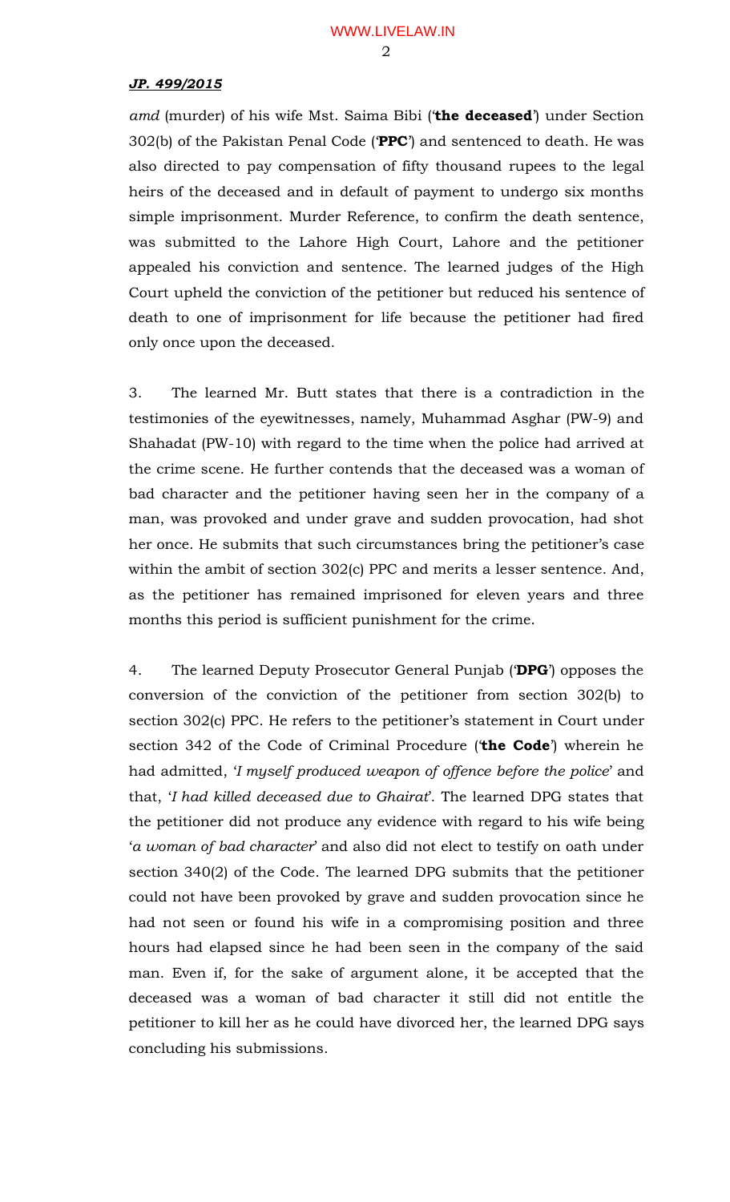*amd* (murder) of his wife Mst. Saima Bibi ('**the deceased**') under Section 302(b) of the Pakistan Penal Code ('**PPC**') and sentenced to death. He was also directed to pay compensation of fifty thousand rupees to the legal heirs of the deceased and in default of payment to undergo six months simple imprisonment. Murder Reference, to confirm the death sentence, was submitted to the Lahore High Court, Lahore and the petitioner appealed his conviction and sentence. The learned judges of the High Court upheld the conviction of the petitioner but reduced his sentence of death to one of imprisonment for life because the petitioner had fired only once upon the deceased.

3. The learned Mr. Butt states that there is a contradiction in the testimonies of the eyewitnesses, namely, Muhammad Asghar (PW-9) and Shahadat (PW-10) with regard to the time when the police had arrived at the crime scene. He further contends that the deceased was a woman of bad character and the petitioner having seen her in the company of a man, was provoked and under grave and sudden provocation, had shot her once. He submits that such circumstances bring the petitioner's case within the ambit of section 302(c) PPC and merits a lesser sentence. And, as the petitioner has remained imprisoned for eleven years and three months this period is sufficient punishment for the crime.

4. The learned Deputy Prosecutor General Punjab ('**DPG**') opposes the conversion of the conviction of the petitioner from section 302(b) to section 302(c) PPC. He refers to the petitioner's statement in Court under section 342 of the Code of Criminal Procedure ('**the Code**') wherein he had admitted, '*I myself produced weapon of offence before the police*' and that, '*I had killed deceased due to Ghairat*'. The learned DPG states that the petitioner did not produce any evidence with regard to his wife being '*a woman of bad character*' and also did not elect to testify on oath under section 340(2) of the Code. The learned DPG submits that the petitioner could not have been provoked by grave and sudden provocation since he had not seen or found his wife in a compromising position and three hours had elapsed since he had been seen in the company of the said man. Even if, for the sake of argument alone, it be accepted that the deceased was a woman of bad character it still did not entitle the petitioner to kill her as he could have divorced her, the learned DPG says concluding his submissions.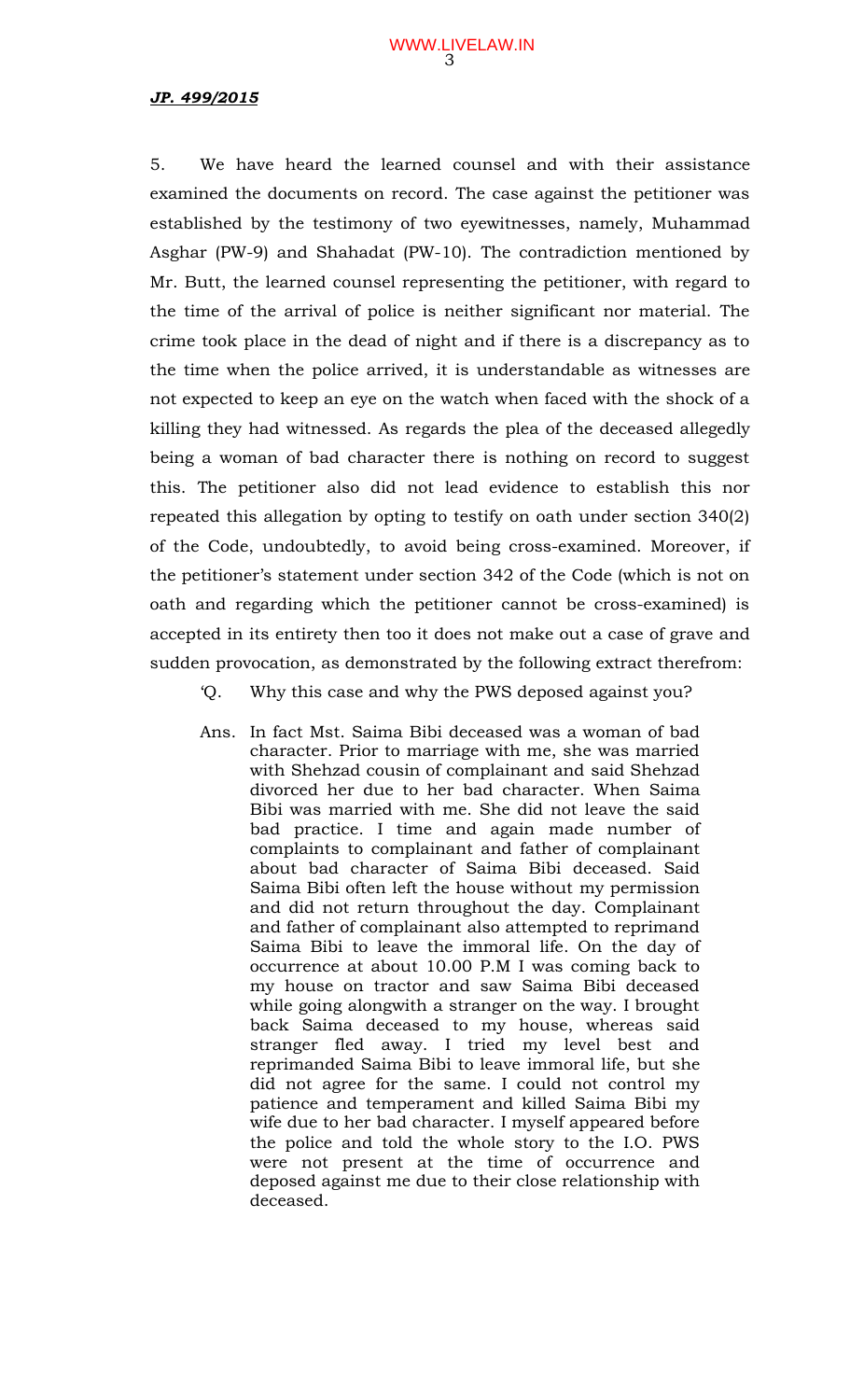***JP. 499/2015***

5. We have heard the learned counsel and with their assistance examined the documents on record. The case against the petitioner was established by the testimony of two eyewitnesses, namely, Muhammad Asghar (PW-9) and Shahadat (PW-10). The contradiction mentioned by Mr. Butt, the learned counsel representing the petitioner, with regard to the time of the arrival of police is neither significant nor material. The crime took place in the dead of night and if there is a discrepancy as to the time when the police arrived, it is understandable as witnesses are not expected to keep an eye on the watch when faced with the shock of a killing they had witnessed. As regards the plea of the deceased allegedly being a woman of bad character there is nothing on record to suggest this. The petitioner also did not lead evidence to establish this nor repeated this allegation by opting to testify on oath under section 340(2) of the Code, undoubtedly, to avoid being cross-examined. Moreover, if the petitioner's statement under section 342 of the Code (which is not on oath and regarding which the petitioner cannot be cross-examined) is accepted in its entirety then too it does not make out a case of grave and sudden provocation, as demonstrated by the following extract therefrom:

> 'Q. Why this case and why the PWS deposed against you?
>
> Ans. In fact Mst. Saima Bibi deceased was a woman of bad character. Prior to marriage with me, she was married with Shehzad cousin of complainant and said Shehzad divorced her due to her bad character. When Saima Bibi was married with me. She did not leave the said bad practice. I time and again made number of complaints to complainant and father of complainant about bad character of Saima Bibi deceased. Said Saima Bibi often left the house without my permission and did not return throughout the day. Complainant and father of complainant also attempted to reprimand Saima Bibi to leave the immoral life. On the day of occurrence at about 10.00 P.M I was coming back to my house on tractor and saw Saima Bibi deceased while going alongwith a stranger on the way. I brought back Saima deceased to my house, whereas said stranger fled away. I tried my level best and reprimanded Saima Bibi to leave immoral life, but she did not agree for the same. I could not control my patience and temperament and killed Saima Bibi my wife due to her bad character. I myself appeared before the police and told the whole story to the I.O. PWS were not present at the time of occurrence and deposed against me due to their close relationship with deceased.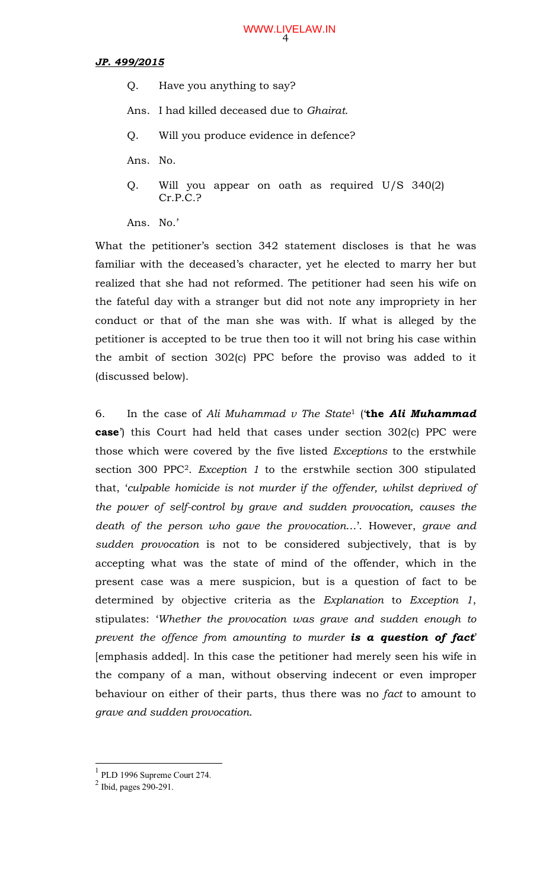***JP. 499/2015***

Q. Have you anything to say?

Ans. I had killed deceased due to *Ghairat*.

Q. Will you produce evidence in defence?

Ans. No.

Q. Will you appear on oath as required U/S 340(2) Cr.P.C.?

Ans. No.'

What the petitioner's section 342 statement discloses is that he was familiar with the deceased's character, yet he elected to marry her but realized that she had not reformed. The petitioner had seen his wife on the fateful day with a stranger but did not note any impropriety in her conduct or that of the man she was with. If what is alleged by the petitioner is accepted to be true then too it will not bring his case within the ambit of section 302(c) PPC before the proviso was added to it (discussed below).

6. In the case of *Ali Muhammad v The State*[1] ('**the *Ali Muhammad* case**') this Court had held that cases under section 302(c) PPC were those which were covered by the five listed *Exceptions* to the erstwhile section 300 PPC[2]. *Exception 1* to the erstwhile section 300 stipulated that, '*culpable homicide is not murder if the offender, whilst deprived of the power of self-control by grave and sudden provocation, causes the death of the person who gave the provocation*…'. However, *grave and sudden provocation* is not to be considered subjectively, that is by accepting what was the state of mind of the offender, which in the present case was a mere suspicion, but is a question of fact to be determined by objective criteria as the *Explanation* to *Exception 1*, stipulates: '*Whether the provocation was grave and sudden enough to prevent the offence from amounting to murder* ***is a question of fact***' [emphasis added]. In this case the petitioner had merely seen his wife in the company of a man, without observing indecent or even improper behaviour on either of their parts, thus there was no *fact* to amount to *grave and sudden provocation*.

---

[1] PLD 1996 Supreme Court 274.

[2] Ibid, pages 290-291.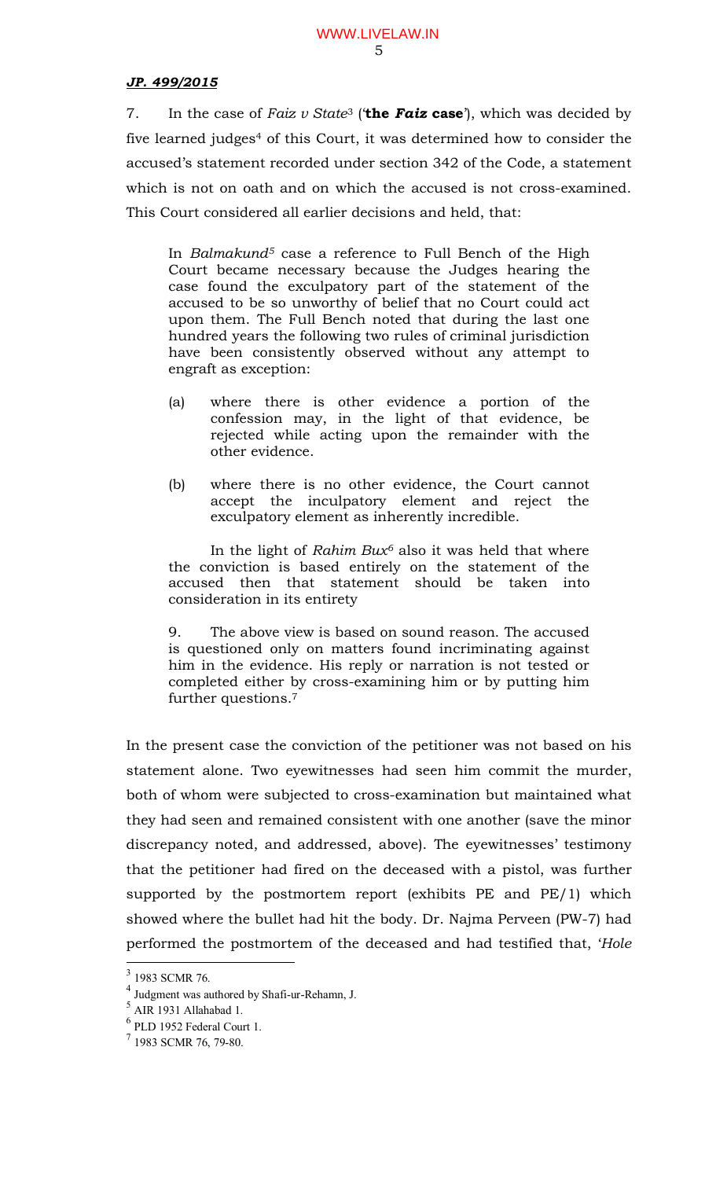***JP. 499/2015***

7. In the case of *Faiz v State*[3] ('**the *Faiz* case**'), which was decided by five learned judges[4] of this Court, it was determined how to consider the accused's statement recorded under section 342 of the Code, a statement which is not on oath and on which the accused is not cross-examined. This Court considered all earlier decisions and held, that:

> In *Balmakund*[5] case a reference to Full Bench of the High Court became necessary because the Judges hearing the case found the exculpatory part of the statement of the accused to be so unworthy of belief that no Court could act upon them. The Full Bench noted that during the last one hundred years the following two rules of criminal jurisdiction have been consistently observed without any attempt to engraft as exception:
>
> (a) where there is other evidence a portion of the confession may, in the light of that evidence, be rejected while acting upon the remainder with the other evidence.
>
> (b) where there is no other evidence, the Court cannot accept the inculpatory element and reject the exculpatory element as inherently incredible.
>
> In the light of *Rahim Bux*[6] also it was held that where the conviction is based entirely on the statement of the accused then that statement should be taken into consideration in its entirety
>
> 9. The above view is based on sound reason. The accused is questioned only on matters found incriminating against him in the evidence. His reply or narration is not tested or completed either by cross-examining him or by putting him further questions.[7]

In the present case the conviction of the petitioner was not based on his statement alone. Two eyewitnesses had seen him commit the murder, both of whom were subjected to cross-examination but maintained what they had seen and remained consistent with one another (save the minor discrepancy noted, and addressed, above). The eyewitnesses' testimony that the petitioner had fired on the deceased with a pistol, was further supported by the postmortem report (exhibits PE and PE/1) which showed where the bullet had hit the body. Dr. Najma Perveen (PW-7) had performed the postmortem of the deceased and had testified that, '*Hole*

---

[3] 1983 SCMR 76.

[4] Judgment was authored by Shafi-ur-Rehamn, J.

[5] AIR 1931 Allahabad 1.

[6] PLD 1952 Federal Court 1.

[7] 1983 SCMR 76, 79-80.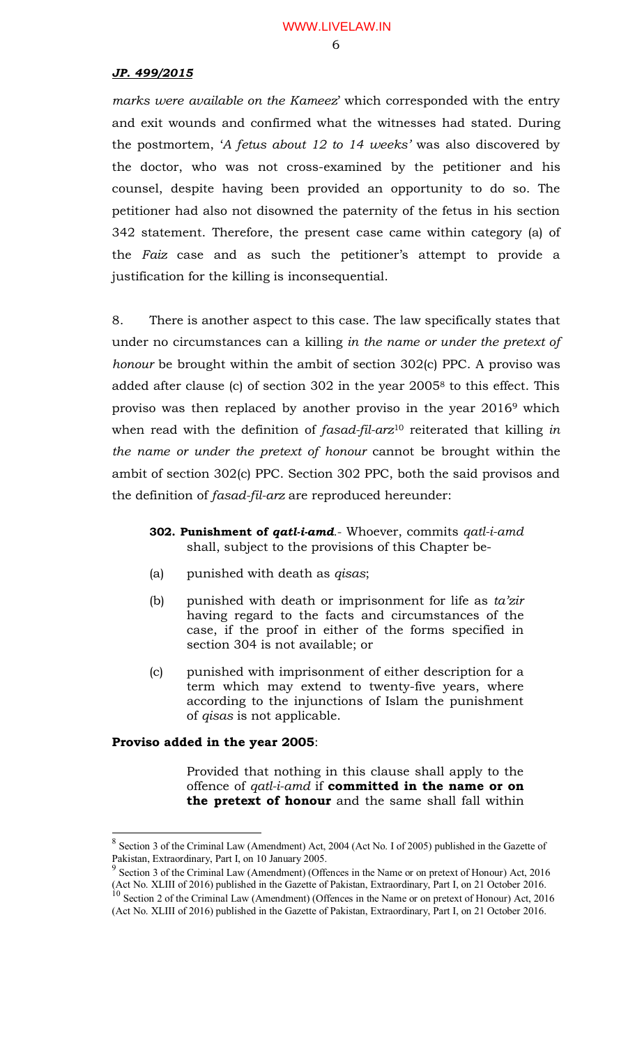***JP. 499/2015***

*marks were available on the Kameez*' which corresponded with the entry and exit wounds and confirmed what the witnesses had stated. During the postmortem, '*A fetus about 12 to 14 weeks'* was also discovered by the doctor, who was not cross-examined by the petitioner and his counsel, despite having been provided an opportunity to do so. The petitioner had also not disowned the paternity of the fetus in his section 342 statement. Therefore, the present case came within category (a) of the *Faiz* case and as such the petitioner's attempt to provide a justification for the killing is inconsequential.

8. There is another aspect to this case. The law specifically states that under no circumstances can a killing *in the name or under the pretext of honour* be brought within the ambit of section 302(c) PPC. A proviso was added after clause (c) of section 302 in the year 2005[8] to this effect. This proviso was then replaced by another proviso in the year 2016[9] which when read with the definition of *fasad-fil-arz*[10] reiterated that killing *in the name or under the pretext of honour* cannot be brought within the ambit of section 302(c) PPC. Section 302 PPC, both the said provisos and the definition of *fasad-fil-arz* are reproduced hereunder:

> **302. Punishment of *qatl-i-amd*.**- Whoever, commits *qatl-i-amd* shall, subject to the provisions of this Chapter be-
>
> (a) punished with death as *qisas*;
>
> (b) punished with death or imprisonment for life as *ta'zir* having regard to the facts and circumstances of the case, if the proof in either of the forms specified in section 304 is not available; or
>
> (c) punished with imprisonment of either description for a term which may extend to twenty-five years, where according to the injunctions of Islam the punishment of *qisas* is not applicable.

**Proviso added in the year 2005**:

> Provided that nothing in this clause shall apply to the offence of *qatl-i-amd* if **committed in the name or on the pretext of honour** and the same shall fall within

---

[8] Section 3 of the Criminal Law (Amendment) Act, 2004 (Act No. I of 2005) published in the Gazette of Pakistan, Extraordinary, Part I, on 10 January 2005.

[9] Section 3 of the Criminal Law (Amendment) (Offences in the Name or on pretext of Honour) Act, 2016 (Act No. XLIII of 2016) published in the Gazette of Pakistan, Extraordinary, Part I, on 21 October 2016.

[10] Section 2 of the Criminal Law (Amendment) (Offences in the Name or on pretext of Honour) Act, 2016 (Act No. XLIII of 2016) published in the Gazette of Pakistan, Extraordinary, Part I, on 21 October 2016.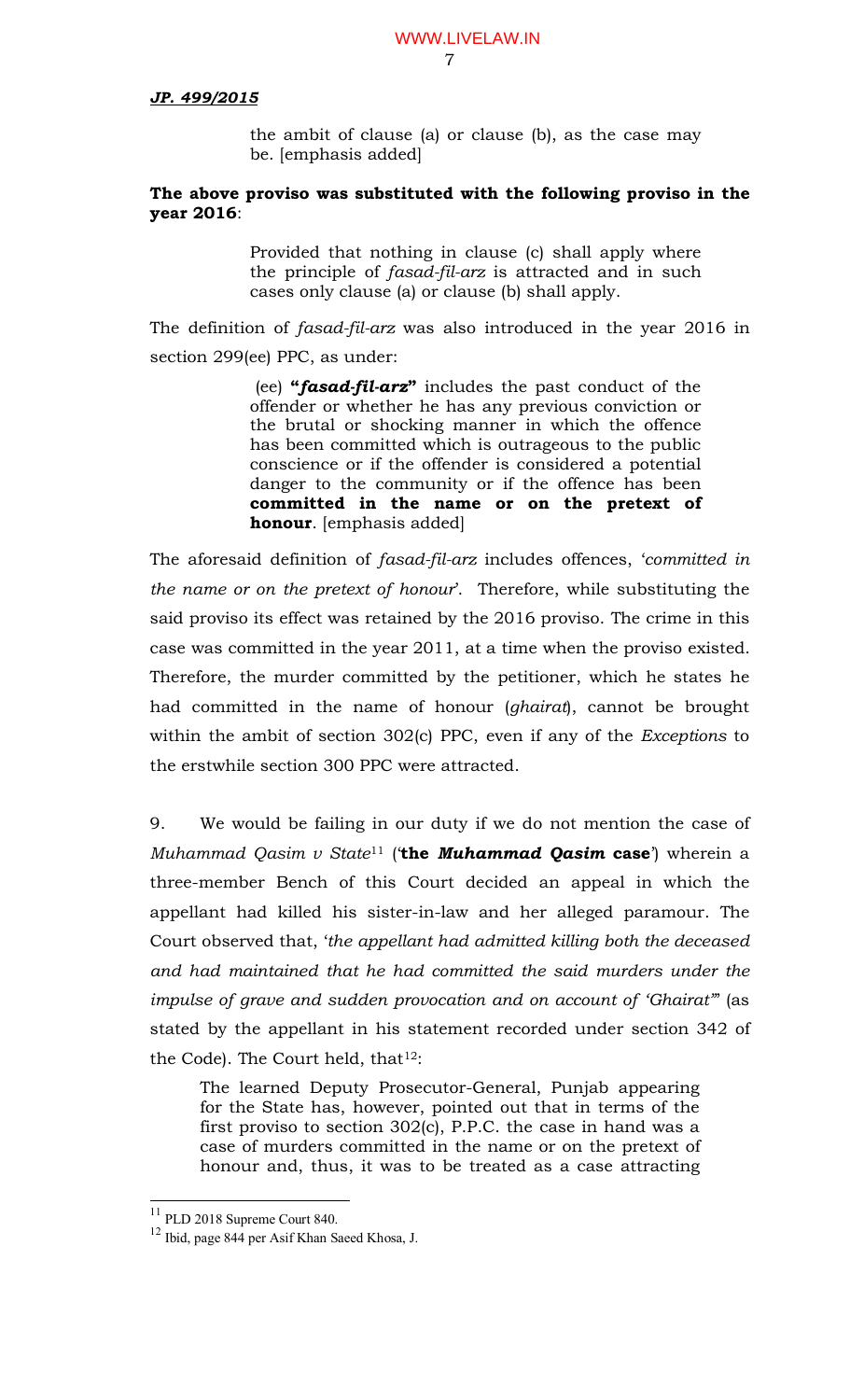the ambit of clause (a) or clause (b), as the case may be. [emphasis added]

**The above proviso was substituted with the following proviso in the year 2016**:

> Provided that nothing in clause (c) shall apply where the principle of *fasad-fil-arz* is attracted and in such cases only clause (a) or clause (b) shall apply.

The definition of *fasad-fil-arz* was also introduced in the year 2016 in section 299(ee) PPC, as under:

> (ee) **"*fasad-fil-arz*"** includes the past conduct of the offender or whether he has any previous conviction or the brutal or shocking manner in which the offence has been committed which is outrageous to the public conscience or if the offender is considered a potential danger to the community or if the offence has been **committed in the name or on the pretext of honour**. [emphasis added]

The aforesaid definition of *fasad-fil-arz* includes offences, '*committed in the name or on the pretext of honour*'. Therefore, while substituting the said proviso its effect was retained by the 2016 proviso. The crime in this case was committed in the year 2011, at a time when the proviso existed. Therefore, the murder committed by the petitioner, which he states he had committed in the name of honour (*ghairat*), cannot be brought within the ambit of section 302(c) PPC, even if any of the *Exceptions* to the erstwhile section 300 PPC were attracted.

9. We would be failing in our duty if we do not mention the case of *Muhammad Qasim v State*[11] ('**the *Muhammad Qasim* case**') wherein a three-member Bench of this Court decided an appeal in which the appellant had killed his sister-in-law and her alleged paramour. The Court observed that, '*the appellant had admitted killing both the deceased and had maintained that he had committed the said murders under the impulse of grave and sudden provocation and on account of 'Ghairat'*' (as stated by the appellant in his statement recorded under section 342 of the Code). The Court held, that[12]:

> The learned Deputy Prosecutor-General, Punjab appearing for the State has, however, pointed out that in terms of the first proviso to section 302(c), P.P.C. the case in hand was a case of murders committed in the name or on the pretext of honour and, thus, it was to be treated as a case attracting

---

[11] PLD 2018 Supreme Court 840.

[12] Ibid, page 844 per Asif Khan Saeed Khosa, J.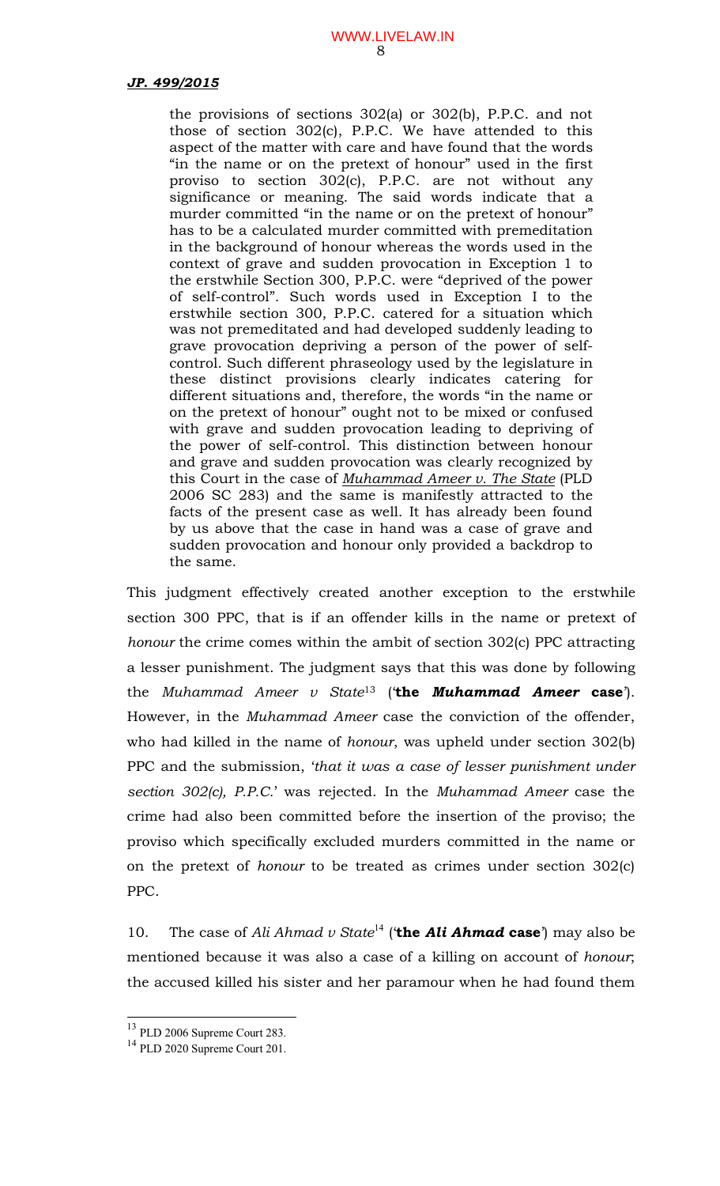> the provisions of sections 302(a) or 302(b), P.P.C. and not those of section 302(c), P.P.C. We have attended to this aspect of the matter with care and have found that the words "in the name or on the pretext of honour" used in the first proviso to section 302(c), P.P.C. are not without any significance or meaning. The said words indicate that a murder committed "in the name or on the pretext of honour" has to be a calculated murder committed with premeditation in the background of honour whereas the words used in the context of grave and sudden provocation in Exception 1 to the erstwhile Section 300, P.P.C. were "deprived of the power of self-control". Such words used in Exception I to the erstwhile section 300, P.P.C. catered for a situation which was not premeditated and had developed suddenly leading to grave provocation depriving a person of the power of self-control. Such different phraseology used by the legislature in these distinct provisions clearly indicates catering for different situations and, therefore, the words "in the name or on the pretext of honour" ought not to be mixed or confused with grave and sudden provocation leading to depriving of the power of self-control. This distinction between honour and grave and sudden provocation was clearly recognized by this Court in the case of *Muhammad Ameer v. The State* (PLD 2006 SC 283) and the same is manifestly attracted to the facts of the present case as well. It has already been found by us above that the case in hand was a case of grave and sudden provocation and honour only provided a backdrop to the same.

This judgment effectively created another exception to the erstwhile section 300 PPC, that is if an offender kills in the name or pretext of *honour* the crime comes within the ambit of section 302(c) PPC attracting a lesser punishment. The judgment says that this was done by following the *Muhammad Ameer v State*[13] ('**the *Muhammad Ameer* case**'). However, in the *Muhammad Ameer* case the conviction of the offender, who had killed in the name of *honour*, was upheld under section 302(b) PPC and the submission, '*that it was a case of lesser punishment under section 302(c), P.P.C.*' was rejected. In the *Muhammad Ameer* case the crime had also been committed before the insertion of the proviso; the proviso which specifically excluded murders committed in the name or on the pretext of *honour* to be treated as crimes under section 302(c) PPC.

10. The case of *Ali Ahmad v State*[14] ('**the *Ali Ahmad* case**') may also be mentioned because it was also a case of a killing on account of *honour*; the accused killed his sister and her paramour when he had found them

---

[13] PLD 2006 Supreme Court 283.

[14] PLD 2020 Supreme Court 201.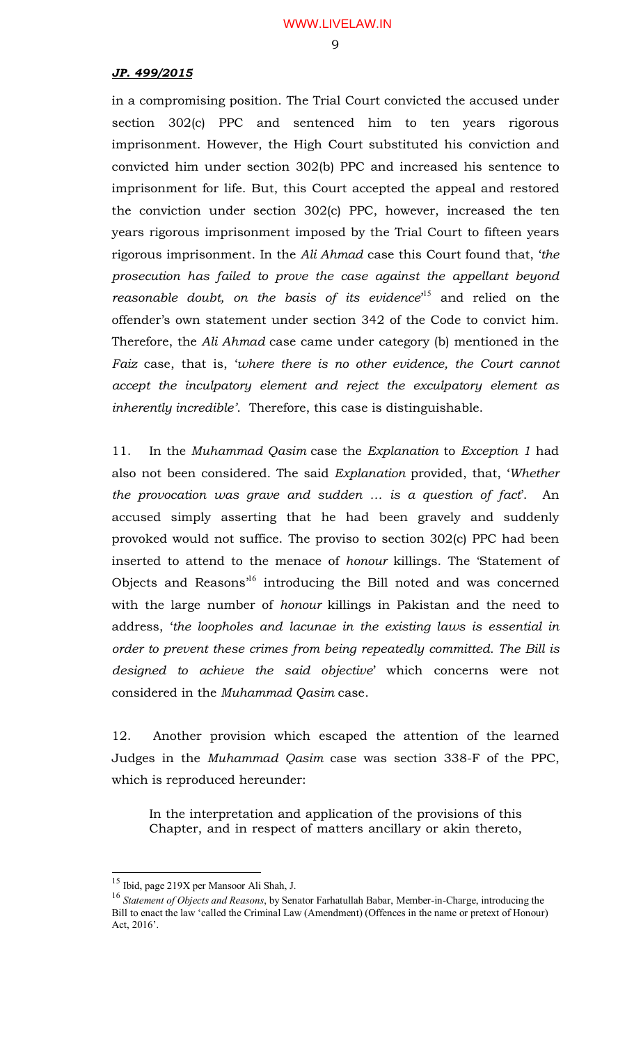in a compromising position. The Trial Court convicted the accused under section 302(c) PPC and sentenced him to ten years rigorous imprisonment. However, the High Court substituted his conviction and convicted him under section 302(b) PPC and increased his sentence to imprisonment for life. But, this Court accepted the appeal and restored the conviction under section 302(c) PPC, however, increased the ten years rigorous imprisonment imposed by the Trial Court to fifteen years rigorous imprisonment. In the *Ali Ahmad* case this Court found that, '*the prosecution has failed to prove the case against the appellant beyond reasonable doubt, on the basis of its evidence*'[15] and relied on the offender's own statement under section 342 of the Code to convict him. Therefore, the *Ali Ahmad* case came under category (b) mentioned in the *Faiz* case, that is, '*where there is no other evidence, the Court cannot accept the inculpatory element and reject the exculpatory element as inherently incredible'*. Therefore, this case is distinguishable.

11. In the *Muhammad Qasim* case the *Explanation* to *Exception 1* had also not been considered. The said *Explanation* provided, that, '*Whether the provocation was grave and sudden … is a question of fact*'. An accused simply asserting that he had been gravely and suddenly provoked would not suffice. The proviso to section 302(c) PPC had been inserted to attend to the menace of *honour* killings. The 'Statement of Objects and Reasons'[16] introducing the Bill noted and was concerned with the large number of *honour* killings in Pakistan and the need to address, '*the loopholes and lacunae in the existing laws is essential in order to prevent these crimes from being repeatedly committed. The Bill is designed to achieve the said objective*' which concerns were not considered in the *Muhammad Qasim* case.

12. Another provision which escaped the attention of the learned Judges in the *Muhammad Qasim* case was section 338-F of the PPC, which is reproduced hereunder:

> In the interpretation and application of the provisions of this Chapter, and in respect of matters ancillary or akin thereto,

---

[15] Ibid, page 219X per Mansoor Ali Shah, J.

[16] *Statement of Objects and Reasons*, by Senator Farhatullah Babar, Member-in-Charge, introducing the Bill to enact the law 'called the Criminal Law (Amendment) (Offences in the name or pretext of Honour) Act, 2016'.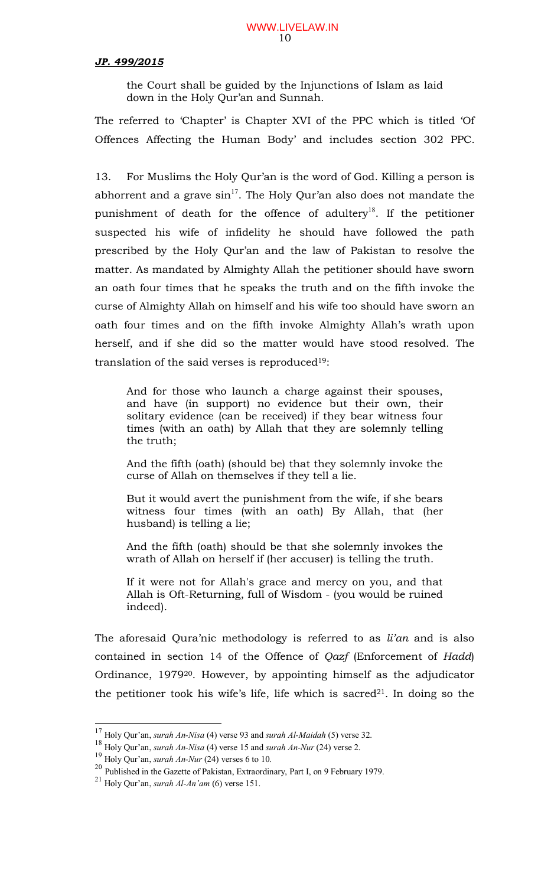the Court shall be guided by the Injunctions of Islam as laid down in the Holy Qur'an and Sunnah.

The referred to 'Chapter' is Chapter XVI of the PPC which is titled 'Of Offences Affecting the Human Body' and includes section 302 PPC.

13. For Muslims the Holy Qur'an is the word of God. Killing a person is abhorrent and a grave sin[17]. The Holy Qur'an also does not mandate the punishment of death for the offence of adultery[18]. If the petitioner suspected his wife of infidelity he should have followed the path prescribed by the Holy Qur'an and the law of Pakistan to resolve the matter. As mandated by Almighty Allah the petitioner should have sworn an oath four times that he speaks the truth and on the fifth invoke the curse of Almighty Allah on himself and his wife too should have sworn an oath four times and on the fifth invoke Almighty Allah's wrath upon herself, and if she did so the matter would have stood resolved. The translation of the said verses is reproduced[19]:

> And for those who launch a charge against their spouses, and have (in support) no evidence but their own, their solitary evidence (can be received) if they bear witness four times (with an oath) by Allah that they are solemnly telling the truth;
>
> And the fifth (oath) (should be) that they solemnly invoke the curse of Allah on themselves if they tell a lie.
>
> But it would avert the punishment from the wife, if she bears witness four times (with an oath) By Allah, that (her husband) is telling a lie;
>
> And the fifth (oath) should be that she solemnly invokes the wrath of Allah on herself if (her accuser) is telling the truth.
>
> If it were not for Allah's grace and mercy on you, and that Allah is Oft-Returning, full of Wisdom - (you would be ruined indeed).

The aforesaid Qura'nic methodology is referred to as *li'an* and is also contained in section 14 of the Offence of *Qazf* (Enforcement of *Hadd*) Ordinance, 1979[20]. However, by appointing himself as the adjudicator the petitioner took his wife's life, life which is sacred[21]. In doing so the

---

[17] Holy Qur'an, *surah An-Nisa* (4) verse 93 and *surah Al-Maidah* (5) verse 32.

[18] Holy Qur'an, *surah An-Nisa* (4) verse 15 and *surah An-Nur* (24) verse 2.

[19] Holy Qur'an, *surah An-Nur* (24) verses 6 to 10.

[20] Published in the Gazette of Pakistan, Extraordinary, Part I, on 9 February 1979.

[21] Holy Qur'an, *surah Al-An'am* (6) verse 151.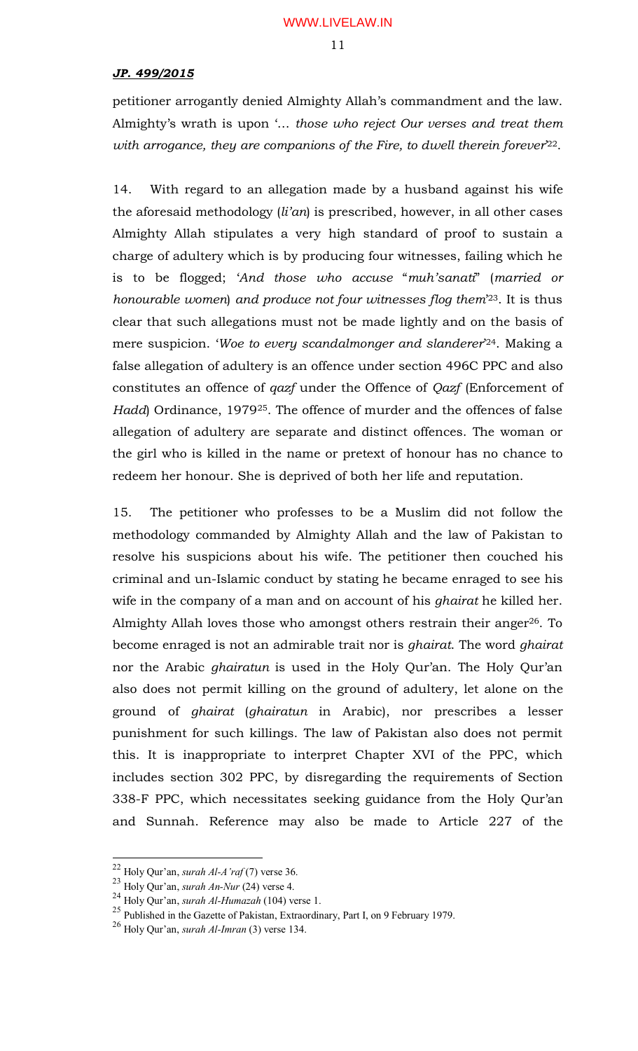petitioner arrogantly denied Almighty Allah's commandment and the law. Almighty's wrath is upon '… *those who reject Our verses and treat them with arrogance, they are companions of the Fire, to dwell therein forever*'[22].

14. With regard to an allegation made by a husband against his wife the aforesaid methodology (*li'an*) is prescribed, however, in all other cases Almighty Allah stipulates a very high standard of proof to sustain a charge of adultery which is by producing four witnesses, failing which he is to be flogged; '*And those who accuse* "*muh'sanati*" (*married or honourable women*) *and produce not four witnesses flog them*'[23]. It is thus clear that such allegations must not be made lightly and on the basis of mere suspicion. '*Woe to every scandalmonger and slanderer*'[24]. Making a false allegation of adultery is an offence under section 496C PPC and also constitutes an offence of *qazf* under the Offence of *Qazf* (Enforcement of *Hadd*) Ordinance, 1979[25]. The offence of murder and the offences of false allegation of adultery are separate and distinct offences. The woman or the girl who is killed in the name or pretext of honour has no chance to redeem her honour. She is deprived of both her life and reputation.

15. The petitioner who professes to be a Muslim did not follow the methodology commanded by Almighty Allah and the law of Pakistan to resolve his suspicions about his wife. The petitioner then couched his criminal and un-Islamic conduct by stating he became enraged to see his wife in the company of a man and on account of his *ghairat* he killed her. Almighty Allah loves those who amongst others restrain their anger[26]. To become enraged is not an admirable trait nor is *ghairat*. The word *ghairat* nor the Arabic *ghairatun* is used in the Holy Qur'an. The Holy Qur'an also does not permit killing on the ground of adultery, let alone on the ground of *ghairat* (*ghairatun* in Arabic), nor prescribes a lesser punishment for such killings. The law of Pakistan also does not permit this. It is inappropriate to interpret Chapter XVI of the PPC, which includes section 302 PPC, by disregarding the requirements of Section 338-F PPC, which necessitates seeking guidance from the Holy Qur'an and Sunnah. Reference may also be made to Article 227 of the

---

[22] Holy Qur'an, *surah Al-A'raf* (7) verse 36.

[23] Holy Qur'an, *surah An-Nur* (24) verse 4.

[24] Holy Qur'an, *surah Al-Humazah* (104) verse 1.

[25] Published in the Gazette of Pakistan, Extraordinary, Part I, on 9 February 1979.

[26] Holy Qur'an, *surah Al-Imran* (3) verse 134.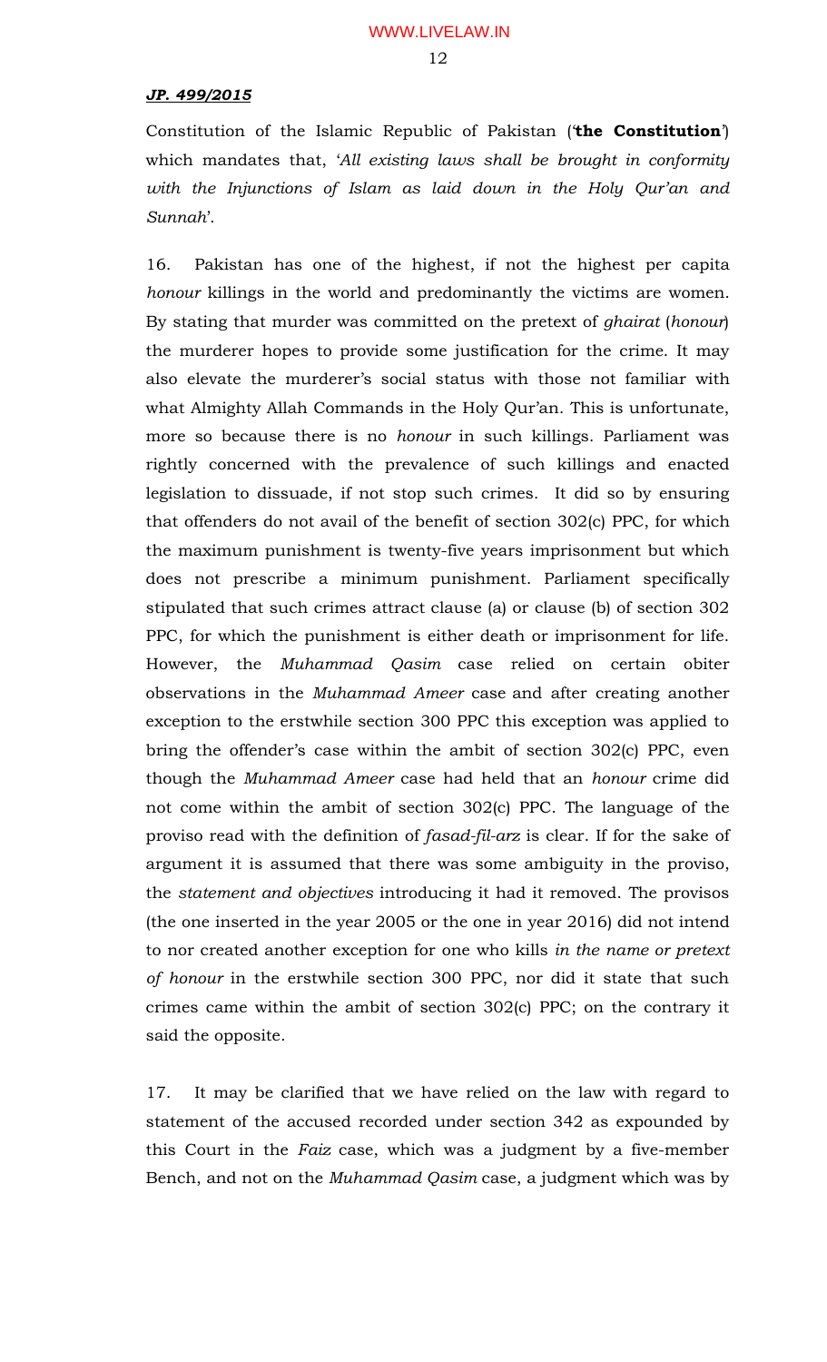***JP. 499/2015***

Constitution of the Islamic Republic of Pakistan ('**the Constitution**') which mandates that, '*All existing laws shall be brought in conformity with the Injunctions of Islam as laid down in the Holy Qur'an and Sunnah*'.

16. Pakistan has one of the highest, if not the highest per capita *honour* killings in the world and predominantly the victims are women. By stating that murder was committed on the pretext of *ghairat* (*honour*) the murderer hopes to provide some justification for the crime. It may also elevate the murderer's social status with those not familiar with what Almighty Allah Commands in the Holy Qur'an. This is unfortunate, more so because there is no *honour* in such killings. Parliament was rightly concerned with the prevalence of such killings and enacted legislation to dissuade, if not stop such crimes. It did so by ensuring that offenders do not avail of the benefit of section 302(c) PPC, for which the maximum punishment is twenty-five years imprisonment but which does not prescribe a minimum punishment. Parliament specifically stipulated that such crimes attract clause (a) or clause (b) of section 302 PPC, for which the punishment is either death or imprisonment for life. However, the *Muhammad Qasim* case relied on certain obiter observations in the *Muhammad Ameer* case and after creating another exception to the erstwhile section 300 PPC this exception was applied to bring the offender's case within the ambit of section 302(c) PPC, even though the *Muhammad Ameer* case had held that an *honour* crime did not come within the ambit of section 302(c) PPC. The language of the proviso read with the definition of *fasad-fil-arz* is clear. If for the sake of argument it is assumed that there was some ambiguity in the proviso, the *statement and objectives* introducing it had it removed. The provisos (the one inserted in the year 2005 or the one in year 2016) did not intend to nor created another exception for one who kills *in the name or pretext of honour* in the erstwhile section 300 PPC, nor did it state that such crimes came within the ambit of section 302(c) PPC; on the contrary it said the opposite.

17. It may be clarified that we have relied on the law with regard to statement of the accused recorded under section 342 as expounded by this Court in the *Faiz* case, which was a judgment by a five-member Bench, and not on the *Muhammad Qasim* case, a judgment which was by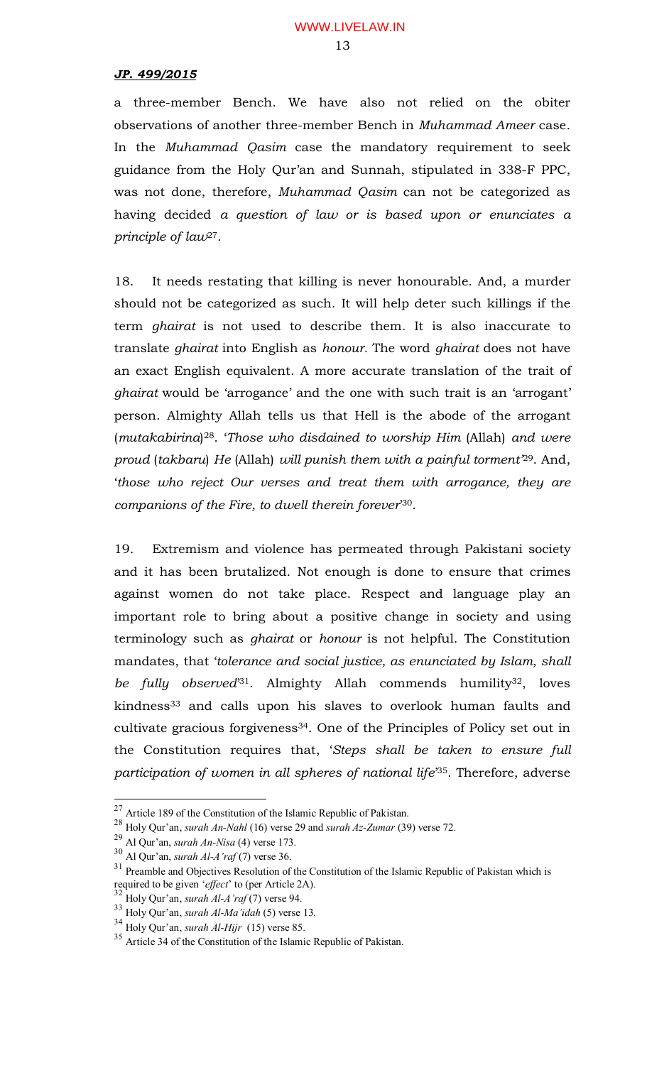a three-member Bench. We have also not relied on the obiter observations of another three-member Bench in *Muhammad Ameer* case. In the *Muhammad Qasim* case the mandatory requirement to seek guidance from the Holy Qur'an and Sunnah, stipulated in 338-F PPC, was not done, therefore, *Muhammad Qasim* can not be categorized as having decided *a question of law or is based upon or enunciates a principle of law*[27].

18. It needs restating that killing is never honourable. And, a murder should not be categorized as such. It will help deter such killings if the term *ghairat* is not used to describe them. It is also inaccurate to translate *ghairat* into English as *honour*. The word *ghairat* does not have an exact English equivalent. A more accurate translation of the trait of *ghairat* would be 'arrogance' and the one with such trait is an 'arrogant' person. Almighty Allah tells us that Hell is the abode of the arrogant (*mutakabirina*)[28]. '*Those who disdained to worship Him* (Allah) *and were proud* (*takbaru*) *He* (Allah) *will punish them with a painful torment*'[29]. And, '*those who reject Our verses and treat them with arrogance, they are companions of the Fire, to dwell therein forever*'[30].

19. Extremism and violence has permeated through Pakistani society and it has been brutalized. Not enough is done to ensure that crimes against women do not take place. Respect and language play an important role to bring about a positive change in society and using terminology such as *ghairat* or *honour* is not helpful. The Constitution mandates, that '*tolerance and social justice, as enunciated by Islam, shall be fully observed*'[31]. Almighty Allah commends humility[32], loves kindness[33] and calls upon his slaves to overlook human faults and cultivate gracious forgiveness[34]. One of the Principles of Policy set out in the Constitution requires that, '*Steps shall be taken to ensure full participation of women in all spheres of national life*'[35]. Therefore, adverse

---

[27] Article 189 of the Constitution of the Islamic Republic of Pakistan.

[28] Holy Qur'an, *surah An-Nahl* (16) verse 29 and *surah Az-Zumar* (39) verse 72.

[29] Al Qur'an, *surah An-Nisa* (4) verse 173.

[30] Al Qur'an, *surah Al-A'raf* (7) verse 36.

[31] Preamble and Objectives Resolution of the Constitution of the Islamic Republic of Pakistan which is required to be given '*effect*' to (per Article 2A).

[32] Holy Qur'an, *surah Al-A'raf* (7) verse 94.

[33] Holy Qur'an, *surah Al-Ma'idah* (5) verse 13.

[34] Holy Qur'an, *surah Al-Hijr* (15) verse 85.

[35] Article 34 of the Constitution of the Islamic Republic of Pakistan.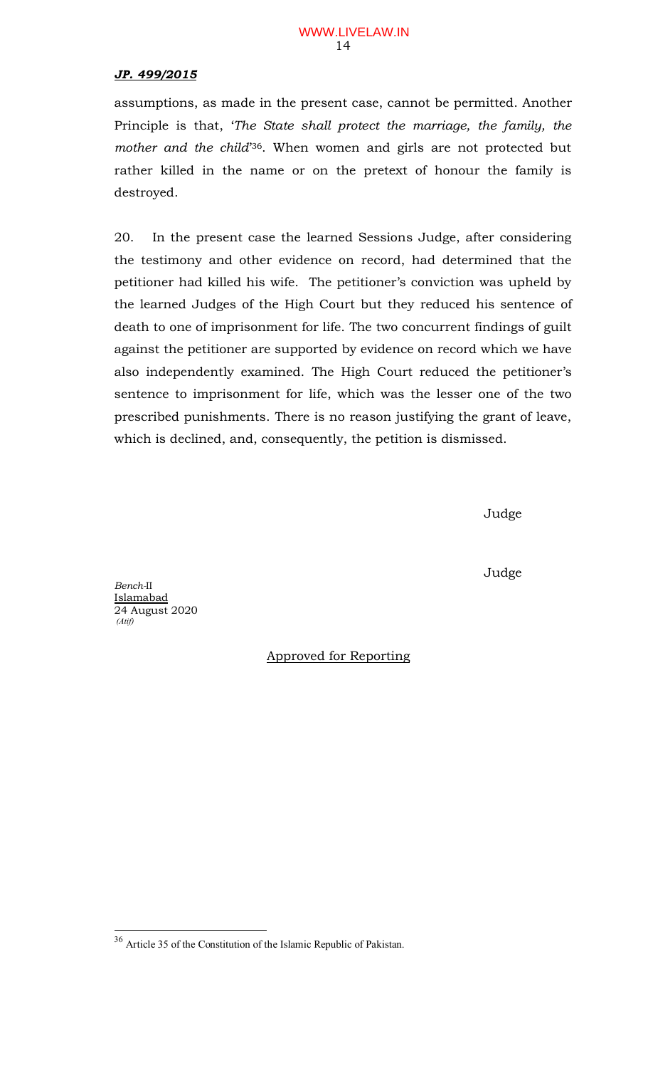***JP. 499/2015***

assumptions, as made in the present case, cannot be permitted. Another Principle is that, '*The State shall protect the marriage, the family, the mother and the child*'[36]. When women and girls are not protected but rather killed in the name or on the pretext of honour the family is destroyed.

20. In the present case the learned Sessions Judge, after considering the testimony and other evidence on record, had determined that the petitioner had killed his wife. The petitioner's conviction was upheld by the learned Judges of the High Court but they reduced his sentence of death to one of imprisonment for life. The two concurrent findings of guilt against the petitioner are supported by evidence on record which we have also independently examined. The High Court reduced the petitioner's sentence to imprisonment for life, which was the lesser one of the two prescribed punishments. There is no reason justifying the grant of leave, which is declined, and, consequently, the petition is dismissed.

Judge

Judge

*Bench*-II
Islamabad
24 August 2020
*(Atif)*

Approved for Reporting

[36] Article 35 of the Constitution of the Islamic Republic of Pakistan.